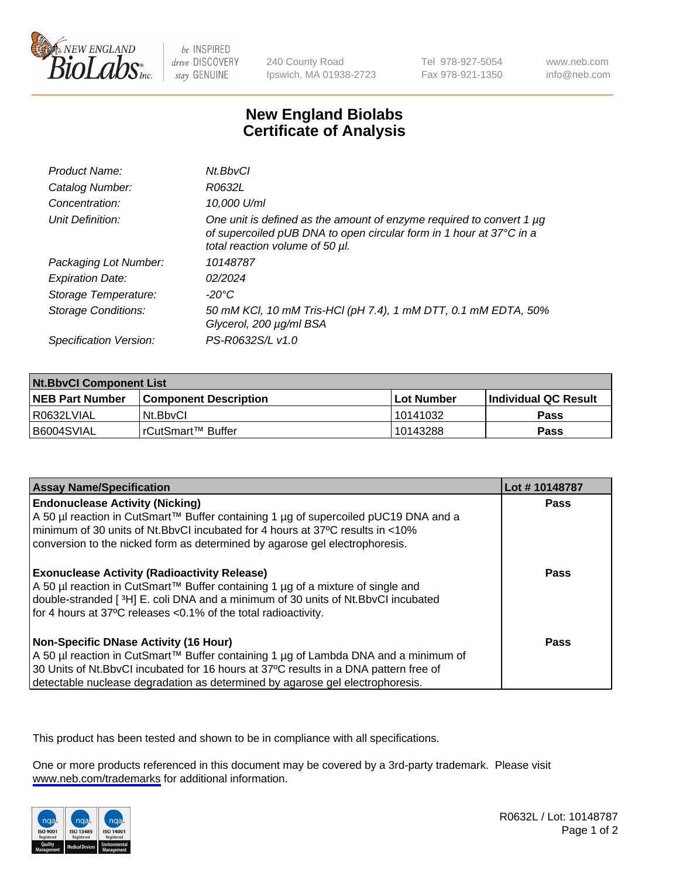# New England Biolabs Certificate of Analysis

| | |
|---|---|
| *Product Name:* | *Nt.BbvCI* |
| *Catalog Number:* | *R0632L* |
| *Concentration:* | *10,000 U/ml* |
| *Unit Definition:* | *One unit is defined as the amount of enzyme required to convert 1 µg of supercoiled pUB DNA to open circular form in 1 hour at 37°C in a total reaction volume of 50 µl.* |
| *Packaging Lot Number:* | *10148787* |
| *Expiration Date:* | *02/2024* |
| *Storage Temperature:* | *-20°C* |
| *Storage Conditions:* | *50 mM KCl, 10 mM Tris-HCl (pH 7.4), 1 mM DTT, 0.1 mM EDTA, 50% Glycerol, 200 µg/ml BSA* |
| *Specification Version:* | *PS-R0632S/L v1.0* |

| Nt.BbvCI Component List | | | |
|---|---|---|---|
| **NEB Part Number** | **Component Description** | **Lot Number** | **Individual QC Result** |
| R0632LVIAL | Nt.BbvCI | 10141032 | **Pass** |
| B6004SVIAL | rCutSmart™ Buffer | 10143288 | **Pass** |

| Assay Name/Specification | Lot # 10148787 |
|---|---|
| **Endonuclease Activity (Nicking)**<br>A 50 µl reaction in CutSmart™ Buffer containing 1 µg of supercoiled pUC19 DNA and a minimum of 30 units of Nt.BbvCI incubated for 4 hours at 37ºC results in <10% conversion to the nicked form as determined by agarose gel electrophoresis. | **Pass** |
| **Exonuclease Activity (Radioactivity Release)**<br>A 50 µl reaction in CutSmart™ Buffer containing 1 µg of a mixture of single and double-stranded [ $^{3}$H] E. coli DNA and a minimum of 30 units of Nt.BbvCI incubated for 4 hours at 37ºC releases <0.1% of the total radioactivity. | **Pass** |
| **Non-Specific DNase Activity (16 Hour)**<br>A 50 µl reaction in CutSmart™ Buffer containing 1 µg of Lambda DNA and a minimum of 30 Units of Nt.BbvCI incubated for 16 hours at 37ºC results in a DNA pattern free of detectable nuclease degradation as determined by agarose gel electrophoresis. | **Pass** |

This product has been tested and shown to be in compliance with all specifications.

One or more products referenced in this document may be covered by a 3rd-party trademark. Please visit www.neb.com/trademarks for additional information.

R0632L / Lot: 10148787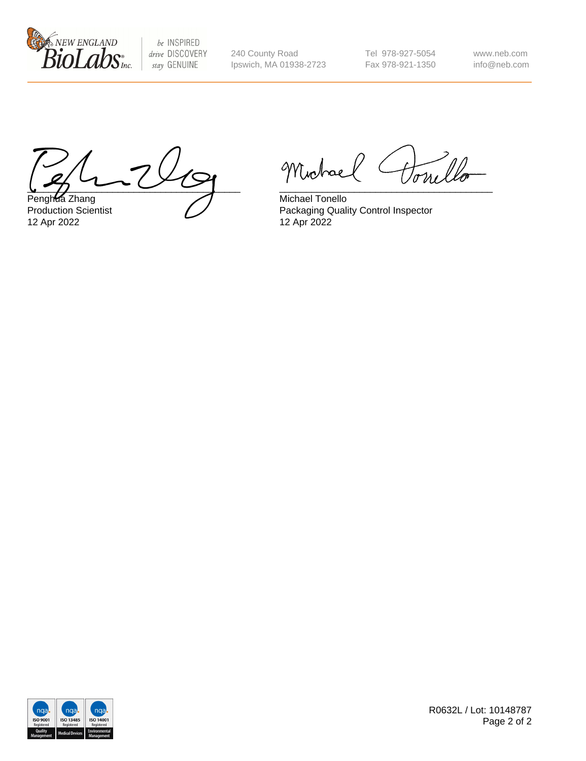Penghua Zhang
Production Scientist
12 Apr 2022

Michael Tonello
Packaging Quality Control Inspector
12 Apr 2022

R0632L / Lot: 10148787